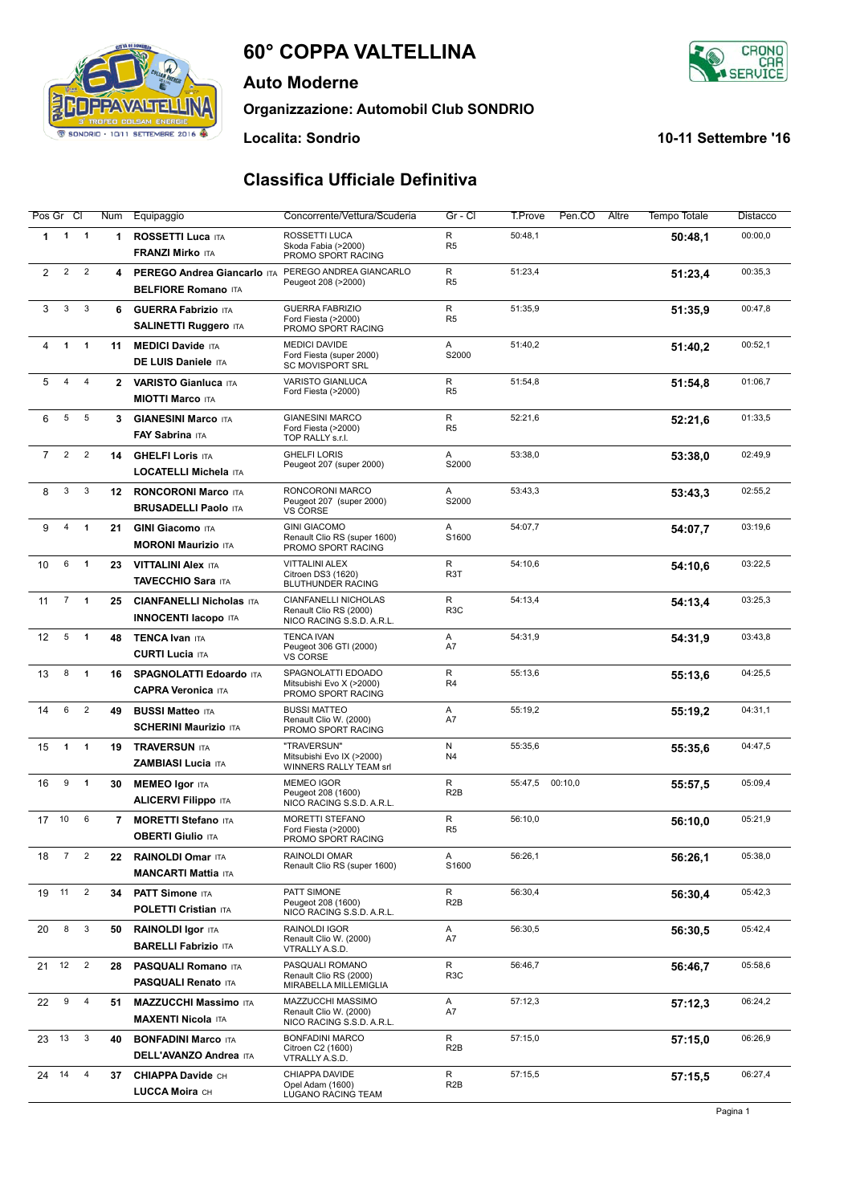# 60° COPPA VALTELLINA

## Auto Moderne

### Organizzazione: Automobil Club SONDRIO

**Localita: Sondrio** **10-11 Settembre '16**

## Classifica Ufficiale Definitiva

| Pos | Gr | Cl | Num | Equipaggio | Concorrente/Vettura/Scuderia | Gr - Cl | T.Prove | Pen.CO | Altre | Tempo Totale | Distacco |
|---|---|---|---|---|---|---|---|---|---|---|---|
| 1 | 1 | 1 | 1 | **ROSSETTI Luca** ITA<br>**FRANZI Mirko** ITA | ROSSETTI LUCA<br>Skoda Fabia (>2000)<br>PROMO SPORT RACING | R<br>R5 | 50:48,1 | | | **50:48,1** | 00:00,0 |
| 2 | 2 | 2 | 4 | **PEREGO Andrea Giancarlo** ITA<br>**BELFIORE Romano** ITA | PEREGO ANDREA GIANCARLO<br>Peugeot 208 (>2000) | R<br>R5 | 51:23,4 | | | **51:23,4** | 00:35,3 |
| 3 | 3 | 3 | 6 | **GUERRA Fabrizio** ITA<br>**SALINETTI Ruggero** ITA | GUERRA FABRIZIO<br>Ford Fiesta (>2000)<br>PROMO SPORT RACING | R<br>R5 | 51:35,9 | | | **51:35,9** | 00:47,8 |
| 4 | 1 | 1 | 11 | **MEDICI Davide** ITA<br>**DE LUIS Daniele** ITA | MEDICI DAVIDE<br>Ford Fiesta (super 2000)<br>SC MOVISPORT SRL | A<br>S2000 | 51:40,2 | | | **51:40,2** | 00:52,1 |
| 5 | 4 | 4 | 2 | **VARISTO Gianluca** ITA<br>**MIOTTI Marco** ITA | VARISTO GIANLUCA<br>Ford Fiesta (>2000) | R<br>R5 | 51:54,8 | | | **51:54,8** | 01:06,7 |
| 6 | 5 | 5 | 3 | **GIANESINI Marco** ITA<br>**FAY Sabrina** ITA | GIANESINI MARCO<br>Ford Fiesta (>2000)<br>TOP RALLY s.r.l. | R<br>R5 | 52:21,6 | | | **52:21,6** | 01:33,5 |
| 7 | 2 | 2 | 14 | **GHELFI Loris** ITA<br>**LOCATELLI Michela** ITA | GHELFI LORIS<br>Peugeot 207 (super 2000) | A<br>S2000 | 53:38,0 | | | **53:38,0** | 02:49,9 |
| 8 | 3 | 3 | 12 | **RONCORONI Marco** ITA<br>**BRUSADELLI Paolo** ITA | RONCORONI MARCO<br>Peugeot 207 (super 2000)<br>VS CORSE | A<br>S2000 | 53:43,3 | | | **53:43,3** | 02:55,2 |
| 9 | 4 | 1 | 21 | **GINI Giacomo** ITA<br>**MORONI Maurizio** ITA | GINI GIACOMO<br>Renault Clio RS (super 1600)<br>PROMO SPORT RACING | A<br>S1600 | 54:07,7 | | | **54:07,7** | 03:19,6 |
| 10 | 6 | 1 | 23 | **VITTALINI Alex** ITA<br>**TAVECCHIO Sara** ITA | VITTALINI ALEX<br>Citroen DS3 (1620)<br>BLUTHUNDER RACING | R<br>R3T | 54:10,6 | | | **54:10,6** | 03:22,5 |
| 11 | 7 | 1 | 25 | **CIANFANELLI Nicholas** ITA<br>**INNOCENTI Iacopo** ITA | CIANFANELLI NICHOLAS<br>Renault Clio RS (2000)<br>NICO RACING S.S.D. A.R.L. | R<br>R3C | 54:13,4 | | | **54:13,4** | 03:25,3 |
| 12 | 5 | 1 | 48 | **TENCA Ivan** ITA<br>**CURTI Lucia** ITA | TENCA IVAN<br>Peugeot 306 GTI (2000)<br>VS CORSE | A<br>A7 | 54:31,9 | | | **54:31,9** | 03:43,8 |
| 13 | 8 | 1 | 16 | **SPAGNOLATTI Edoardo** ITA<br>**CAPRA Veronica** ITA | SPAGNOLATTI EDOADO<br>Mitsubishi Evo X (>2000)<br>PROMO SPORT RACING | R<br>R4 | 55:13,6 | | | **55:13,6** | 04:25,5 |
| 14 | 6 | 2 | 49 | **BUSSI Matteo** ITA<br>**SCHERINI Maurizio** ITA | BUSSI MATTEO<br>Renault Clio W. (2000)<br>PROMO SPORT RACING | A<br>A7 | 55:19,2 | | | **55:19,2** | 04:31,1 |
| 15 | 1 | 1 | 19 | **TRAVERSUN** ITA<br>**ZAMBIASI Lucia** ITA | "TRAVERSUN"<br>Mitsubishi Evo IX (>2000)<br>WINNERS RALLY TEAM srl | N<br>N4 | 55:35,6 | | | **55:35,6** | 04:47,5 |
| 16 | 9 | 1 | 30 | **MEMEO Igor** ITA<br>**ALICERVI Filippo** ITA | MEMEO IGOR<br>Peugeot 208 (1600)<br>NICO RACING S.S.D. A.R.L. | R<br>R2B | 55:47,5 | 00:10,0 | | **55:57,5** | 05:09,4 |
| 17 | 10 | 6 | 7 | **MORETTI Stefano** ITA<br>**OBERTI Giulio** ITA | MORETTI STEFANO<br>Ford Fiesta (>2000)<br>PROMO SPORT RACING | R<br>R5 | 56:10,0 | | | **56:10,0** | 05:21,9 |
| 18 | 7 | 2 | 22 | **RAINOLDI Omar** ITA<br>**MANCARTI Mattia** ITA | RAINOLDI OMAR<br>Renault Clio RS (super 1600) | A<br>S1600 | 56:26,1 | | | **56:26,1** | 05:38,0 |
| 19 | 11 | 2 | 34 | **PATT Simone** ITA<br>**POLETTI Cristian** ITA | PATT SIMONE<br>Peugeot 208 (1600)<br>NICO RACING S.S.D. A.R.L. | R<br>R2B | 56:30,4 | | | **56:30,4** | 05:42,3 |
| 20 | 8 | 3 | 50 | **RAINOLDI Igor** ITA<br>**BARELLI Fabrizio** ITA | RAINOLDI IGOR<br>Renault Clio W. (2000)<br>VTRALLY A.S.D. | A<br>A7 | 56:30,5 | | | **56:30,5** | 05:42,4 |
| 21 | 12 | 2 | 28 | **PASQUALI Romano** ITA<br>**PASQUALI Renato** ITA | PASQUALI ROMANO<br>Renault Clio RS (2000)<br>MIRABELLA MILLEMIGLIA | R<br>R3C | 56:46,7 | | | **56:46,7** | 05:58,6 |
| 22 | 9 | 4 | 51 | **MAZZUCCHI Massimo** ITA<br>**MAXENTI Nicola** ITA | MAZZUCCHI MASSIMO<br>Renault Clio W. (2000)<br>NICO RACING S.S.D. A.R.L. | A<br>A7 | 57:12,3 | | | **57:12,3** | 06:24,2 |
| 23 | 13 | 3 | 40 | **BONFADINI Marco** ITA<br>**DELL'AVANZO Andrea** ITA | BONFADINI MARCO<br>Citroen C2 (1600)<br>VTRALLY A.S.D. | R<br>R2B | 57:15,0 | | | **57:15,0** | 06:26,9 |
| 24 | 14 | 4 | 37 | **CHIAPPA Davide** CH<br>**LUCCA Moira** CH | CHIAPPA DAVIDE<br>Opel Adam (1600)<br>LUGANO RACING TEAM | R<br>R2B | 57:15,5 | | | **57:15,5** | 06:27,4 |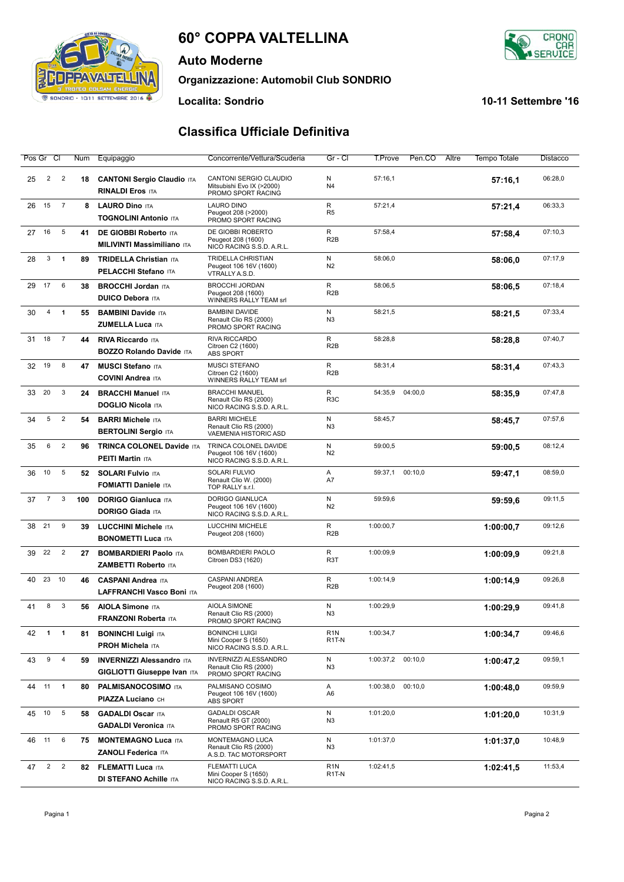# 60° COPPA VALTELLINA

## Auto Moderne

**Organizzazione: Automobil Club SONDRIO**

**Localita: Sondrio** **10-11 Settembre '16**

## Classifica Ufficiale Definitiva

| Pos | Gr | Cl | Num | Equipaggio | Concorrente/Vettura/Scuderia | Gr - Cl | T.Prove | Pen.CO | Altre | Tempo Totale | Distacco |
|---|---|---|---|---|---|---|---|---|---|---|---|
| 25 | 2 | 2 | 18 | **CANTONI Sergio Claudio** ITA<br>**RINALDI Eros** ITA | CANTONI SERGIO CLAUDIO<br>Mitsubishi Evo IX (>2000)<br>PROMO SPORT RACING | N<br>N4 | 57:16,1 | | | **57:16,1** | 06:28,0 |
| 26 | 15 | 7 | 8 | **LAURO Dino** ITA<br>**TOGNOLINI Antonio** ITA | LAURO DINO<br>Peugeot 208 (>2000)<br>PROMO SPORT RACING | R<br>R5 | 57:21,4 | | | **57:21,4** | 06:33,3 |
| 27 | 16 | 5 | 41 | **DE GIOBBI Roberto** ITA<br>**MILIVINTI Massimiliano** ITA | DE GIOBBI ROBERTO<br>Peugeot 208 (1600)<br>NICO RACING S.S.D. A.R.L. | R<br>R2B | 57:58,4 | | | **57:58,4** | 07:10,3 |
| 28 | 3 | 1 | 89 | **TRIDELLA Christian** ITA<br>**PELACCHI Stefano** ITA | TRIDELLA CHRISTIAN<br>Peugeot 106 16V (1600)<br>VTRALLY A.S.D. | N<br>N2 | 58:06,0 | | | **58:06,0** | 07:17,9 |
| 29 | 17 | 6 | 38 | **BROCCHI Jordan** ITA<br>**DUICO Debora** ITA | BROCCHI JORDAN<br>Peugeot 208 (1600)<br>WINNERS RALLY TEAM srl | R<br>R2B | 58:06,5 | | | **58:06,5** | 07:18,4 |
| 30 | 4 | 1 | 55 | **BAMBINI Davide** ITA<br>**ZUMELLA Luca** ITA | BAMBINI DAVIDE<br>Renault Clio RS (2000)<br>PROMO SPORT RACING | N<br>N3 | 58:21,5 | | | **58:21,5** | 07:33,4 |
| 31 | 18 | 7 | 44 | **RIVA Riccardo** ITA<br>**BOZZO Rolando Davide** ITA | RIVA RICCARDO<br>Citroen C2 (1600)<br>ABS SPORT | R<br>R2B | 58:28,8 | | | **58:28,8** | 07:40,7 |
| 32 | 19 | 8 | 47 | **MUSCI Stefano** ITA<br>**COVINI Andrea** ITA | MUSCI STEFANO<br>Citroen C2 (1600)<br>WINNERS RALLY TEAM srl | R<br>R2B | 58:31,4 | | | **58:31,4** | 07:43,3 |
| 33 | 20 | 3 | 24 | **BRACCHI Manuel** ITA<br>**DOGLIO Nicola** ITA | BRACCHI MANUEL<br>Renault Clio RS (2000)<br>NICO RACING S.S.D. A.R.L. | R<br>R3C | 54:35,9 | 04:00,0 | | **58:35,9** | 07:47,8 |
| 34 | 5 | 2 | 54 | **BARRI Michele** ITA<br>**BERTOLINI Sergio** ITA | BARRI MICHELE<br>Renault Clio RS (2000)<br>VAEMENIA HISTORIC ASD | N<br>N3 | 58:45,7 | | | **58:45,7** | 07:57,6 |
| 35 | 6 | 2 | 96 | **TRINCA COLONEL Davide** ITA<br>**PEITI Martin** ITA | TRINCA COLONEL DAVIDE<br>Peugeot 106 16V (1600)<br>NICO RACING S.S.D. A.R.L. | N<br>N2 | 59:00,5 | | | **59:00,5** | 08:12,4 |
| 36 | 10 | 5 | 52 | **SOLARI Fulvio** ITA<br>**FOMIATTI Daniele** ITA | SOLARI FULVIO<br>Renault Clio W. (2000)<br>TOP RALLY s.r.l. | A<br>A7 | 59:37,1 | 00:10,0 | | **59:47,1** | 08:59,0 |
| 37 | 7 | 3 | 100 | **DORIGO Gianluca** ITA<br>**DORIGO Giada** ITA | DORIGO GIANLUCA<br>Peugeot 106 16V (1600)<br>NICO RACING S.S.D. A.R.L. | N<br>N2 | 59:59,6 | | | **59:59,6** | 09:11,5 |
| 38 | 21 | 9 | 39 | **LUCCHINI Michele** ITA<br>**BONOMETTI Luca** ITA | LUCCHINI MICHELE<br>Peugeot 208 (1600) | R<br>R2B | 1:00:00,7 | | | **1:00:00,7** | 09:12,6 |
| 39 | 22 | 2 | 27 | **BOMBARDIERI Paolo** ITA<br>**ZAMBETTI Roberto** ITA | BOMBARDIERI PAOLO<br>Citroen DS3 (1620) | R<br>R3T | 1:00:09,9 | | | **1:00:09,9** | 09:21,8 |
| 40 | 23 | 10 | 46 | **CASPANI Andrea** ITA<br>**LAFFRANCHI Vasco Boni** ITA | CASPANI ANDREA<br>Peugeot 208 (1600) | R<br>R2B | 1:00:14,9 | | | **1:00:14,9** | 09:26,8 |
| 41 | 8 | 3 | 56 | **AIOLA Simone** ITA<br>**FRANZONI Roberta** ITA | AIOLA SIMONE<br>Renault Clio RS (2000)<br>PROMO SPORT RACING | N<br>N3 | 1:00:29,9 | | | **1:00:29,9** | 09:41,8 |
| 42 | 1 | 1 | 81 | **BONINCHI Luigi** ITA<br>**PROH Michela** ITA | BONINCHI LUIGI<br>Mini Cooper S (1650)<br>NICO RACING S.S.D. A.R.L. | R1N<br>R1T-N | 1:00:34,7 | | | **1:00:34,7** | 09:46,6 |
| 43 | 9 | 4 | 59 | **INVERNIZZI Alessandro** ITA<br>**GIGLIOTTI Giuseppe Ivan** ITA | INVERNIZZI ALESSANDRO<br>Renault Clio RS (2000)<br>PROMO SPORT RACING | N<br>N3 | 1:00:37,2 | 00:10,0 | | **1:00:47,2** | 09:59,1 |
| 44 | 11 | 1 | 80 | **PALMISANOCOSIMO** ITA<br>**PIAZZA Luciano** CH | PALMISANO COSIMO<br>Peugeot 106 16V (1600)<br>ABS SPORT | A<br>A6 | 1:00:38,0 | 00:10,0 | | **1:00:48,0** | 09:59,9 |
| 45 | 10 | 5 | 58 | **GADALDI Oscar** ITA<br>**GADALDI Veronica** ITA | GADALDI OSCAR<br>Renault R5 GT (2000)<br>PROMO SPORT RACING | N<br>N3 | 1:01:20,0 | | | **1:01:20,0** | 10:31,9 |
| 46 | 11 | 6 | 75 | **MONTEMAGNO Luca** ITA<br>**ZANOLI Federica** ITA | MONTEMAGNO LUCA<br>Renault Clio RS (2000)<br>A.S.D. TAC MOTORSPORT | N<br>N3 | 1:01:37,0 | | | **1:01:37,0** | 10:48,9 |
| 47 | 2 | 2 | 82 | **FLEMATTI Luca** ITA<br>**DI STEFANO Achille** ITA | FLEMATTI LUCA<br>Mini Cooper S (1650)<br>NICO RACING S.S.D. A.R.L. | R1N<br>R1T-N | 1:02:41,5 | | | **1:02:41,5** | 11:53,4 |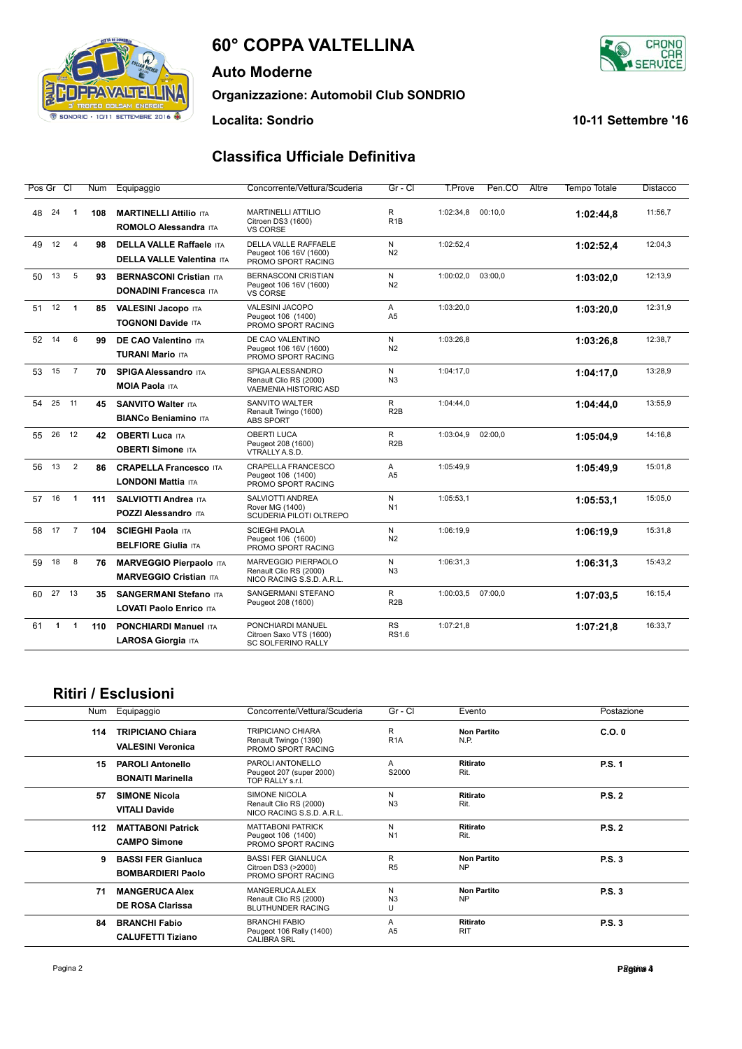# 60° COPPA VALTELLINA

## Auto Moderne

### Organizzazione: Automobil Club SONDRIO

**Localita: Sondrio** **10-11 Settembre '16**

## Classifica Ufficiale Definitiva

| Pos | Gr | Cl | Num | Equipaggio | Concorrente/Vettura/Scuderia | Gr - Cl | T.Prove | Pen.CO | Altre | Tempo Totale | Distacco |
|---|---|---|---|---|---|---|---|---|---|---|---|
| 48 | 24 | 1 | 108 | **MARTINELLI Attilio** ITA **ROMOLO Alessandra** ITA | MARTINELLI ATTILIO Citroen DS3 (1600) VS CORSE | R R1B | 1:02:34,8 | 00:10,0 | | **1:02:44,8** | 11:56,7 |
| 49 | 12 | 4 | 98 | **DELLA VALLE Raffaele** ITA **DELLA VALLE Valentina** ITA | DELLA VALLE RAFFAELE Peugeot 106 16V (1600) PROMO SPORT RACING | N N2 | 1:02:52,4 | | | **1:02:52,4** | 12:04,3 |
| 50 | 13 | 5 | 93 | **BERNASCONI Cristian** ITA **DONADINI Francesca** ITA | BERNASCONI CRISTIAN Peugeot 106 16V (1600) VS CORSE | N N2 | 1:00:02,0 | 03:00,0 | | **1:03:02,0** | 12:13,9 |
| 51 | 12 | 1 | 85 | **VALESINI Jacopo** ITA **TOGNONI Davide** ITA | VALESINI JACOPO Peugeot 106 (1400) PROMO SPORT RACING | A A5 | 1:03:20,0 | | | **1:03:20,0** | 12:31,9 |
| 52 | 14 | 6 | 99 | **DE CAO Valentino** ITA **TURANI Mario** ITA | DE CAO VALENTINO Peugeot 106 16V (1600) PROMO SPORT RACING | N N2 | 1:03:26,8 | | | **1:03:26,8** | 12:38,7 |
| 53 | 15 | 7 | 70 | **SPIGA Alessandro** ITA **MOIA Paola** ITA | SPIGA ALESSANDRO Renault Clio RS (2000) VAEMENIA HISTORIC ASD | N N3 | 1:04:17,0 | | | **1:04:17,0** | 13:28,9 |
| 54 | 25 | 11 | 45 | **SANVITO Walter** ITA **BIANCo Beniamino** ITA | SANVITO WALTER Renault Twingo (1600) ABS SPORT | R R2B | 1:04:44,0 | | | **1:04:44,0** | 13:55,9 |
| 55 | 26 | 12 | 42 | **OBERTI Luca** ITA **OBERTI Simone** ITA | OBERTI LUCA Peugeot 208 (1600) VTRALLY A.S.D. | R R2B | 1:03:04,9 | 02:00,0 | | **1:05:04,9** | 14:16,8 |
| 56 | 13 | 2 | 86 | **CRAPELLA Francesco** ITA **LONDONI Mattia** ITA | CRAPELLA FRANCESCO Peugeot 106 (1400) PROMO SPORT RACING | A A5 | 1:05:49,9 | | | **1:05:49,9** | 15:01,8 |
| 57 | 16 | 1 | 111 | **SALVIOTTI Andrea** ITA **POZZI Alessandro** ITA | SALVIOTTI ANDREA Rover MG (1400) SCUDERIA PILOTI OLTREPO | N N1 | 1:05:53,1 | | | **1:05:53,1** | 15:05,0 |
| 58 | 17 | 7 | 104 | **SCIEGHI Paola** ITA **BELFIORE Giulia** ITA | SCIEGHI PAOLA Peugeot 106 (1600) PROMO SPORT RACING | N N2 | 1:06:19,9 | | | **1:06:19,9** | 15:31,8 |
| 59 | 18 | 8 | 76 | **MARVEGGIO Pierpaolo** ITA **MARVEGGIO Cristian** ITA | MARVEGGIO PIERPAOLO Renault Clio RS (2000) NICO RACING S.S.D. A.R.L. | N N3 | 1:06:31,3 | | | **1:06:31,3** | 15:43,2 |
| 60 | 27 | 13 | 35 | **SANGERMANI Stefano** ITA **LOVATI Paolo Enrico** ITA | SANGERMANI STEFANO Peugeot 208 (1600) | R R2B | 1:00:03,5 | 07:00,0 | | **1:07:03,5** | 16:15,4 |
| 61 | 1 | 1 | 110 | **PONCHIARDI Manuel** ITA **LAROSA Giorgia** ITA | PONCHIARDI MANUEL Citroen Saxo VTS (1600) SC SOLFERINO RALLY | RS RS1.6 | 1:07:21,8 | | | **1:07:21,8** | 16:33,7 |

## Ritiri / Esclusioni

| Num | Equipaggio | Concorrente/Vettura/Scuderia | Gr - Cl | Evento | Postazione |
|---|---|---|---|---|---|
| 114 | **TRIPICIANO Chiara** **VALESINI Veronica** | TRIPICIANO CHIARA Renault Twingo (1390) PROMO SPORT RACING | R R1A | **Non Partito** N.P. | **C.O. 0** |
| 15 | **PAROLI Antonello** **BONAITI Marinella** | PAROLI ANTONELLO Peugeot 207 (super 2000) TOP RALLY s.r.l. | A S2000 | **Ritirato** Rit. | **P.S. 1** |
| 57 | **SIMONE Nicola** **VITALI Davide** | SIMONE NICOLA Renault Clio RS (2000) NICO RACING S.S.D. A.R.L. | N N3 | **Ritirato** Rit. | **P.S. 2** |
| 112 | **MATTABONI Patrick** **CAMPO Simone** | MATTABONI PATRICK Peugeot 106 (1400) PROMO SPORT RACING | N N1 | **Ritirato** Rit. | **P.S. 2** |
| 9 | **BASSI FER Gianluca** **BOMBARDIERI Paolo** | BASSI FER GIANLUCA Citroen DS3 (>2000) PROMO SPORT RACING | R R5 | **Non Partito** NP | **P.S. 3** |
| 71 | **MANGERUCA Alex** **DE ROSA Clarissa** | MANGERUCA ALEX Renault Clio RS (2000) BLUTHUNDER RACING | N N3 U | **Non Partito** NP | **P.S. 3** |
| 84 | **BRANCHI Fabio** **CALUFETTI Tiziano** | BRANCHI FABIO Peugeot 106 Rally (1400) CALIBRA SRL | A A5 | **Ritirato** RIT | **P.S. 3** |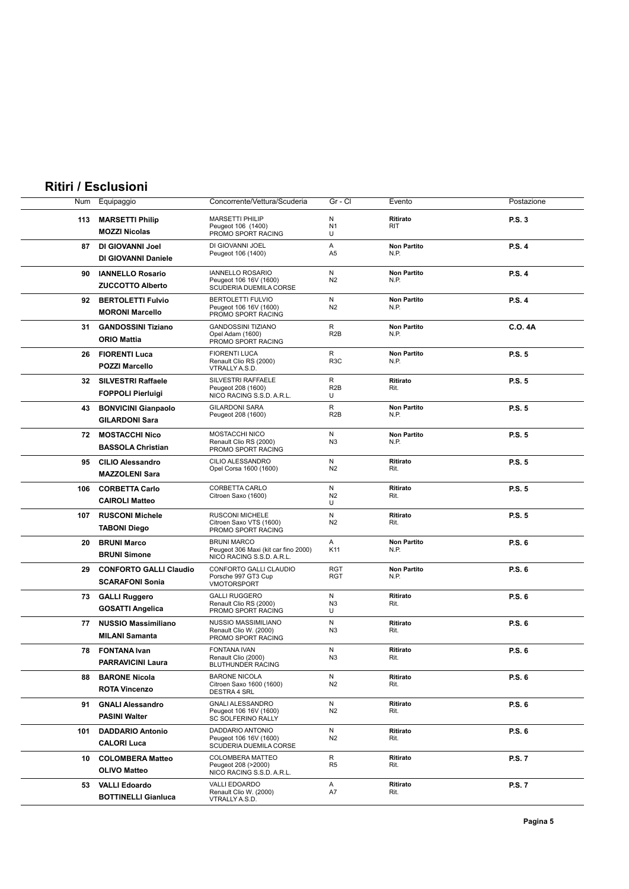## Ritiri / Esclusioni

| Num | Equipaggio | Concorrente/Vettura/Scuderia | Gr - Cl | Evento | Postazione |
|---|---|---|---|---|---|
| 113 | **MARSETTI Philip**<br>**MOZZI Nicolas** | MARSETTI PHILIP<br>Peugeot 106 (1400)<br>PROMO SPORT RACING | N<br>N1<br>U | **Ritirato**<br>RIT | **P.S. 3** |
| 87 | **DI GIOVANNI Joel**<br>**DI GIOVANNI Daniele** | DI GIOVANNI JOEL<br>Peugeot 106 (1400) | A<br>A5 | **Non Partito**<br>N.P. | **P.S. 4** |
| 90 | **IANNELLO Rosario**<br>**ZUCCOTTO Alberto** | IANNELLO ROSARIO<br>Peugeot 106 16V (1600)<br>SCUDERIA DUEMILA CORSE | N<br>N2 | **Non Partito**<br>N.P. | **P.S. 4** |
| 92 | **BERTOLETTI Fulvio**<br>**MORONI Marcello** | BERTOLETTI FULVIO<br>Peugeot 106 16V (1600)<br>PROMO SPORT RACING | N<br>N2 | **Non Partito**<br>N.P. | **P.S. 4** |
| 31 | **GANDOSSINI Tiziano**<br>**ORIO Mattia** | GANDOSSINI TIZIANO<br>Opel Adam (1600)<br>PROMO SPORT RACING | R<br>R2B | **Non Partito**<br>N.P. | **C.O. 4A** |
| 26 | **FIORENTI Luca**<br>**POZZI Marcello** | FIORENTI LUCA<br>Renault Clio RS (2000)<br>VTRALLY A.S.D. | R<br>R3C | **Non Partito**<br>N.P. | **P.S. 5** |
| 32 | **SILVESTRI Raffaele**<br>**FOPPOLI Pierluigi** | SILVESTRI RAFFAELE<br>Peugeot 208 (1600)<br>NICO RACING S.S.D. A.R.L. | R<br>R2B<br>U | **Ritirato**<br>Rit. | **P.S. 5** |
| 43 | **BONVICINI Gianpaolo**<br>**GILARDONI Sara** | GILARDONI SARA<br>Peugeot 208 (1600) | R<br>R2B | **Non Partito**<br>N.P. | **P.S. 5** |
| 72 | **MOSTACCHI Nico**<br>**BASSOLA Christian** | MOSTACCHI NICO<br>Renault Clio RS (2000)<br>PROMO SPORT RACING | N<br>N3 | **Non Partito**<br>N.P. | **P.S. 5** |
| 95 | **CILIO Alessandro**<br>**MAZZOLENI Sara** | CILIO ALESSANDRO<br>Opel Corsa 1600 (1600) | N<br>N2 | **Ritirato**<br>Rit. | **P.S. 5** |
| 106 | **CORBETTA Carlo**<br>**CAIROLI Matteo** | CORBETTA CARLO<br>Citroen Saxo (1600) | N<br>N2<br>U | **Ritirato**<br>Rit. | **P.S. 5** |
| 107 | **RUSCONI Michele**<br>**TABONI Diego** | RUSCONI MICHELE<br>Citroen Saxo VTS (1600)<br>PROMO SPORT RACING | N<br>N2 | **Ritirato**<br>Rit. | **P.S. 5** |
| 20 | **BRUNI Marco**<br>**BRUNI Simone** | BRUNI MARCO<br>Peugeot 306 Maxi (kit car fino 2000)<br>NICO RACING S.S.D. A.R.L. | A<br>K11 | **Non Partito**<br>N.P. | **P.S. 6** |
| 29 | **CONFORTO GALLI Claudio**<br>**SCARAFONI Sonia** | CONFORTO GALLI CLAUDIO<br>Porsche 997 GT3 Cup<br>VMOTORSPORT | RGT<br>RGT | **Non Partito**<br>N.P. | **P.S. 6** |
| 73 | **GALLI Ruggero**<br>**GOSATTI Angelica** | GALLI RUGGERO<br>Renault Clio RS (2000)<br>PROMO SPORT RACING | N<br>N3<br>U | **Ritirato**<br>Rit. | **P.S. 6** |
| 77 | **NUSSIO Massimiliano**<br>**MILANI Samanta** | NUSSIO MASSIMILIANO<br>Renault Clio W. (2000)<br>PROMO SPORT RACING | N<br>N3 | **Ritirato**<br>Rit. | **P.S. 6** |
| 78 | **FONTANA Ivan**<br>**PARRAVICINI Laura** | FONTANA IVAN<br>Renault Clio (2000)<br>BLUTHUNDER RACING | N<br>N3 | **Ritirato**<br>Rit. | **P.S. 6** |
| 88 | **BARONE Nicola**<br>**ROTA Vincenzo** | BARONE NICOLA<br>Citroen Saxo 1600 (1600)<br>DESTRA 4 SRL | N<br>N2 | **Ritirato**<br>Rit. | **P.S. 6** |
| 91 | **GNALI Alessandro**<br>**PASINI Walter** | GNALI ALESSANDRO<br>Peugeot 106 16V (1600)<br>SC SOLFERINO RALLY | N<br>N2 | **Ritirato**<br>Rit. | **P.S. 6** |
| 101 | **DADDARIO Antonio**<br>**CALORI Luca** | DADDARIO ANTONIO<br>Peugeot 106 16V (1600)<br>SCUDERIA DUEMILA CORSE | N<br>N2 | **Ritirato**<br>Rit. | **P.S. 6** |
| 10 | **COLOMBERA Matteo**<br>**OLIVO Matteo** | COLOMBERA MATTEO<br>Peugeot 208 (>2000)<br>NICO RACING S.S.D. A.R.L. | R<br>R5 | **Ritirato**<br>Rit. | **P.S. 7** |
| 53 | **VALLI Edoardo**<br>**BOTTINELLI Gianluca** | VALLI EDOARDO<br>Renault Clio W. (2000)<br>VTRALLY A.S.D. | A<br>A7 | **Ritirato**<br>Rit. | **P.S. 7** |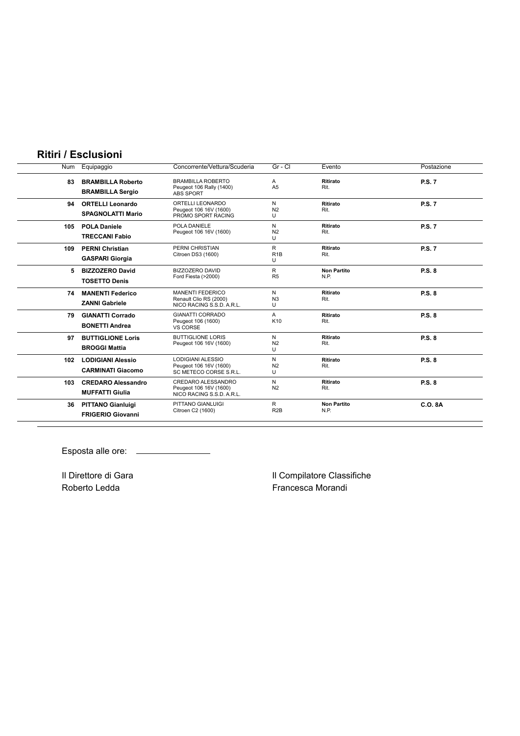## Ritiri / Esclusioni

| Num | Equipaggio | Concorrente/Vettura/Scuderia | Gr - Cl | Evento | Postazione |
|---|---|---|---|---|---|
| **83** | **BRAMBILLA Roberto**<br>**BRAMBILLA Sergio** | BRAMBILLA ROBERTO<br>Peugeot 106 Rally (1400)<br>ABS SPORT | A<br>A5 | **Ritirato**<br>Rit. | **P.S. 7** |
| **94** | **ORTELLI Leonardo**<br>**SPAGNOLATTI Mario** | ORTELLI LEONARDO<br>Peugeot 106 16V (1600)<br>PROMO SPORT RACING | N<br>N2<br>U | **Ritirato**<br>Rit. | **P.S. 7** |
| **105** | **POLA Daniele**<br>**TRECCANI Fabio** | POLA DANIELE<br>Peugeot 106 16V (1600) | N<br>N2<br>U | **Ritirato**<br>Rit. | **P.S. 7** |
| **109** | **PERNI Christian**<br>**GASPARI Giorgia** | PERNI CHRISTIAN<br>Citroen DS3 (1600) | R<br>R1B<br>U | **Ritirato**<br>Rit. | **P.S. 7** |
| **5** | **BIZZOZERO David**<br>**TOSETTO Denis** | BIZZOZERO DAVID<br>Ford Fiesta (>2000) | R<br>R5 | **Non Partito**<br>N.P. | **P.S. 8** |
| **74** | **MANENTI Federico**<br>**ZANNI Gabriele** | MANENTI FEDERICO<br>Renault Clio RS (2000)<br>NICO RACING S.S.D. A.R.L. | N<br>N3<br>U | **Ritirato**<br>Rit. | **P.S. 8** |
| **79** | **GIANATTI Corrado**<br>**BONETTI Andrea** | GIANATTI CORRADO<br>Peugeot 106 (1600)<br>VS CORSE | A<br>K10 | **Ritirato**<br>Rit. | **P.S. 8** |
| **97** | **BUTTIGLIONE Loris**<br>**BROGGI Mattia** | BUTTIGLIONE LORIS<br>Peugeot 106 16V (1600) | N<br>N2<br>U | **Ritirato**<br>Rit. | **P.S. 8** |
| **102** | **LODIGIANI Alessio**<br>**CARMINATI Giacomo** | LODIGIANI ALESSIO<br>Peugeot 106 16V (1600)<br>SC METECO CORSE S.R.L. | N<br>N2<br>U | **Ritirato**<br>Rit. | **P.S. 8** |
| **103** | **CREDARO Alessandro**<br>**MUFFATTI Giulia** | CREDARO ALESSANDRO<br>Peugeot 106 16V (1600)<br>NICO RACING S.S.D. A.R.L. | N<br>N2 | **Ritirato**<br>Rit. | **P.S. 8** |
| **36** | **PITTANO Gianluigi**<br>**FRIGERIO Giovanni** | PITTANO GIANLUIGI<br>Citroen C2 (1600) | R<br>R2B | **Non Partito**<br>N.P. | **C.O. 8A** |

Esposta alle ore: ________________

Il Direttore di Gara
Roberto Ledda

Il Compilatore Classifiche
Francesca Morandi